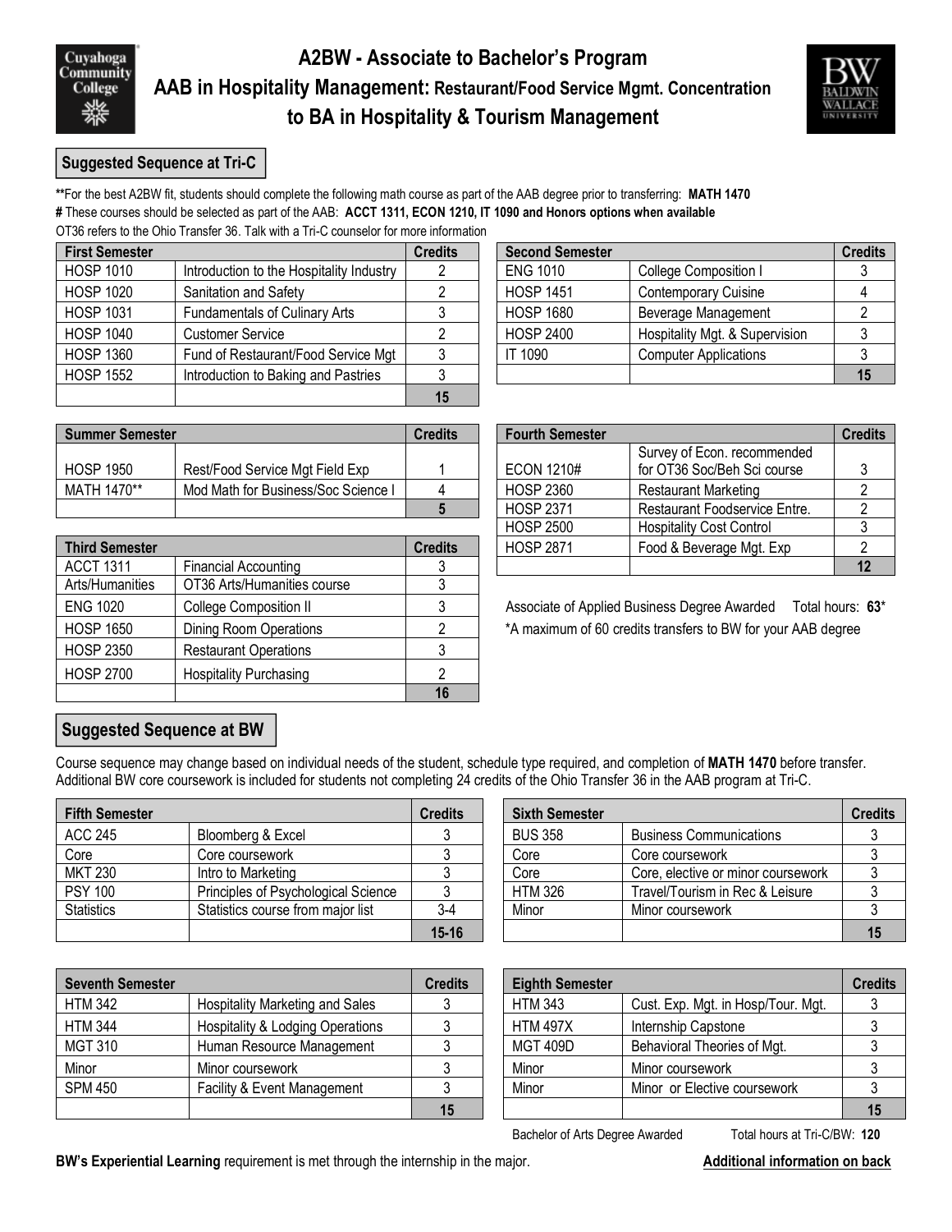# A2BW - Associate to Bachelor's Program

## AAB in Hospitality Management: Restaurant/Food Service Mgmt. Concentration to BA in Hospitality & Tourism Management

### Suggested Sequence at Tri-C

**For the best A2BW fit, students should complete the following math course as part of the AAB degree prior to transferring: **MATH 1470**

# These courses should be selected as part of the AAB: **ACCT 1311, ECON 1210, IT 1090 and Honors options when available**

OT36 refers to the Ohio Transfer 36. Talk with a Tri-C counselor for more information

| First Semester | | Credits |
|---|---|---|
| HOSP 1010 | Introduction to the Hospitality Industry | 2 |
| HOSP 1020 | Sanitation and Safety | 2 |
| HOSP 1031 | Fundamentals of Culinary Arts | 3 |
| HOSP 1040 | Customer Service | 2 |
| HOSP 1360 | Fund of Restaurant/Food Service Mgt | 3 |
| HOSP 1552 | Introduction to Baking and Pastries | 3 |
| | | **15** |

| Second Semester | | Credits |
|---|---|---|
| ENG 1010 | College Composition I | 3 |
| HOSP 1451 | Contemporary Cuisine | 4 |
| HOSP 1680 | Beverage Management | 2 |
| HOSP 2400 | Hospitality Mgt. & Supervision | 3 |
| IT 1090 | Computer Applications | 3 |
| | | **15** |

| Summer Semester | | Credits |
|---|---|---|
| HOSP 1950 | Rest/Food Service Mgt Field Exp | 1 |
| MATH 1470** | Mod Math for Business/Soc Science I | 4 |
| | | **5** |

| Third Semester | | Credits |
|---|---|---|
| ACCT 1311 | Financial Accounting | 3 |
| Arts/Humanities | OT36 Arts/Humanities course | 3 |
| ENG 1020 | College Composition II | 3 |
| HOSP 1650 | Dining Room Operations | 2 |
| HOSP 2350 | Restaurant Operations | 3 |
| HOSP 2700 | Hospitality Purchasing | 2 |
| | | **16** |

| Fourth Semester | | Credits |
|---|---|---|
| ECON 1210# | Survey of Econ. recommended for OT36 Soc/Beh Sci course | 3 |
| HOSP 2360 | Restaurant Marketing | 2 |
| HOSP 2371 | Restaurant Foodservice Entre. | 2 |
| HOSP 2500 | Hospitality Cost Control | 3 |
| HOSP 2871 | Food & Beverage Mgt. Exp | 2 |
| | | **12** |

Associate of Applied Business Degree Awarded Total hours: **63***

*A maximum of 60 credits transfers to BW for your AAB degree

### Suggested Sequence at BW

Course sequence may change based on individual needs of the student, schedule type required, and completion of **MATH 1470** before transfer. Additional BW core coursework is included for students not completing 24 credits of the Ohio Transfer 36 in the AAB program at Tri-C.

| Fifth Semester | | Credits |
|---|---|---|
| ACC 245 | Bloomberg & Excel | 3 |
| Core | Core coursework | 3 |
| MKT 230 | Intro to Marketing | 3 |
| PSY 100 | Principles of Psychological Science | 3 |
| Statistics | Statistics course from major list | 3-4 |
| | | **15-16** |

| Sixth Semester | | Credits |
|---|---|---|
| BUS 358 | Business Communications | 3 |
| Core | Core coursework | 3 |
| Core | Core, elective or minor coursework | 3 |
| HTM 326 | Travel/Tourism in Rec & Leisure | 3 |
| Minor | Minor coursework | 3 |
| | | **15** |

| Seventh Semester | | Credits |
|---|---|---|
| HTM 342 | Hospitality Marketing and Sales | 3 |
| HTM 344 | Hospitality & Lodging Operations | 3 |
| MGT 310 | Human Resource Management | 3 |
| Minor | Minor coursework | 3 |
| SPM 450 | Facility & Event Management | 3 |
| | | **15** |

| Eighth Semester | | Credits |
|---|---|---|
| HTM 343 | Cust. Exp. Mgt. in Hosp/Tour. Mgt. | 3 |
| HTM 497X | Internship Capstone | 3 |
| MGT 409D | Behavioral Theories of Mgt. | 3 |
| Minor | Minor coursework | 3 |
| Minor | Minor or Elective coursework | 3 |
| | | **15** |

Bachelor of Arts Degree Awarded Total hours at Tri-C/BW: **120**

**BW's Experiential Learning** requirement is met through the internship in the major.

**Additional information on back**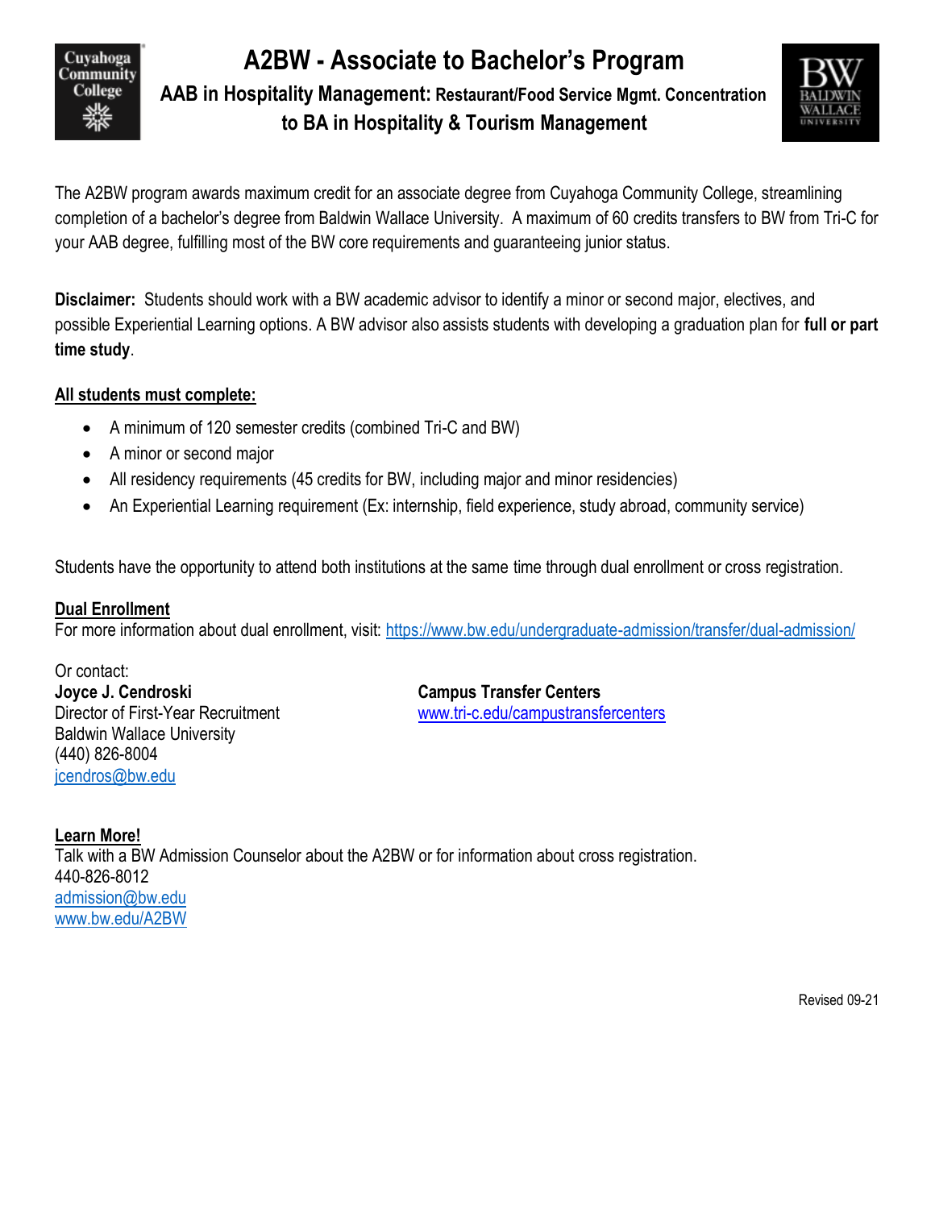# A2BW - Associate to Bachelor's Program

## AAB in Hospitality Management: Restaurant/Food Service Mgmt. Concentration to BA in Hospitality & Tourism Management

The A2BW program awards maximum credit for an associate degree from Cuyahoga Community College, streamlining completion of a bachelor's degree from Baldwin Wallace University. A maximum of 60 credits transfers to BW from Tri-C for your AAB degree, fulfilling most of the BW core requirements and guaranteeing junior status.

**Disclaimer:** Students should work with a BW academic advisor to identify a minor or second major, electives, and possible Experiential Learning options. A BW advisor also assists students with developing a graduation plan for **full or part time study**.

**All students must complete:**

- A minimum of 120 semester credits (combined Tri-C and BW)
- A minor or second major
- All residency requirements (45 credits for BW, including major and minor residencies)
- An Experiential Learning requirement (Ex: internship, field experience, study abroad, community service)

Students have the opportunity to attend both institutions at the same time through dual enrollment or cross registration.

**Dual Enrollment**

For more information about dual enrollment, visit: https://www.bw.edu/undergraduate-admission/transfer/dual-admission/

Or contact:

**Joyce J. Cendroski**
Director of First-Year Recruitment
Baldwin Wallace University
(440) 826-8004
jcendros@bw.edu

**Campus Transfer Centers**
www.tri-c.edu/campustransfercenters

**Learn More!**

Talk with a BW Admission Counselor about the A2BW or for information about cross registration.
440-826-8012
admission@bw.edu
www.bw.edu/A2BW

Revised 09-21